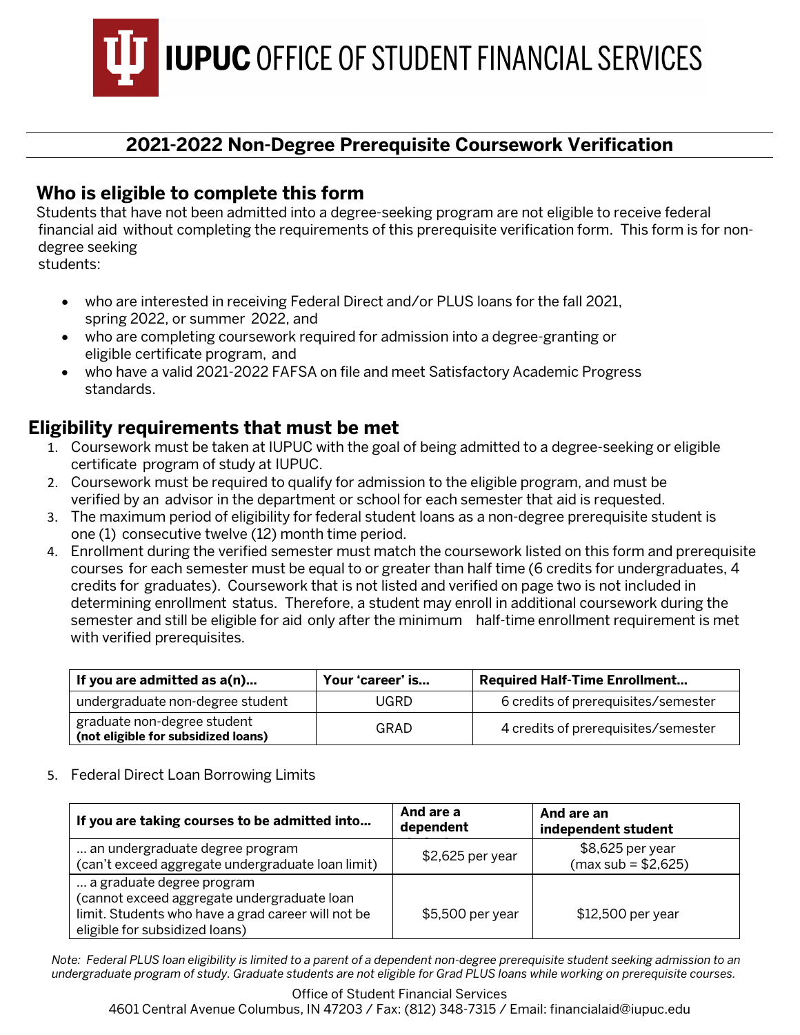# IUPUC OFFICE OF STUDENT FINANCIAL SERVICES

## 2021-2022 Non-Degree Prerequisite Coursework Verification

### Who is eligible to complete this form

Students that have not been admitted into a degree-seeking program are not eligible to receive federal financial aid without completing the requirements of this prerequisite verification form. This form is for non-degree seeking students:

- who are interested in receiving Federal Direct and/or PLUS loans for the fall 2021, spring 2022, or summer 2022, and
- who are completing coursework required for admission into a degree-granting or eligible certificate program, and
- who have a valid 2021-2022 FAFSA on file and meet Satisfactory Academic Progress standards.

### Eligibility requirements that must be met

1. Coursework must be taken at IUPUC with the goal of being admitted to a degree-seeking or eligible certificate program of study at IUPUC.
2. Coursework must be required to qualify for admission to the eligible program, and must be verified by an advisor in the department or school for each semester that aid is requested.
3. The maximum period of eligibility for federal student loans as a non-degree prerequisite student is one (1) consecutive twelve (12) month time period.
4. Enrollment during the verified semester must match the coursework listed on this form and prerequisite courses for each semester must be equal to or greater than half time (6 credits for undergraduates, 4 credits for graduates). Coursework that is not listed and verified on page two is not included in determining enrollment status. Therefore, a student may enroll in additional coursework during the semester and still be eligible for aid only after the minimum half-time enrollment requirement is met with verified prerequisites.

| If you are admitted as a(n)... | Your 'career' is... | Required Half-Time Enrollment... |
|---|---|---|
| undergraduate non-degree student | UGRD | 6 credits of prerequisites/semester |
| graduate non-degree student **(not eligible for subsidized loans)** | GRAD | 4 credits of prerequisites/semester |

5. Federal Direct Loan Borrowing Limits

| If you are taking courses to be admitted into... | And are a dependent | And are an independent student |
|---|---|---|
| ... an undergraduate degree program (can't exceed aggregate undergraduate loan limit) | $2,625 per year | $8,625 per year (max sub = $2,625) |
| ... a graduate degree program (cannot exceed aggregate undergraduate loan limit. Students who have a grad career will not be eligible for subsidized loans) | $5,500 per year | $12,500 per year |

*Note: Federal PLUS loan eligibility is limited to a parent of a dependent non-degree prerequisite student seeking admission to an undergraduate program of study. Graduate students are not eligible for Grad PLUS loans while working on prerequisite courses.*

Office of Student Financial Services
4601 Central Avenue Columbus, IN 47203 / Fax: (812) 348-7315 / Email: financialaid@iupuc.edu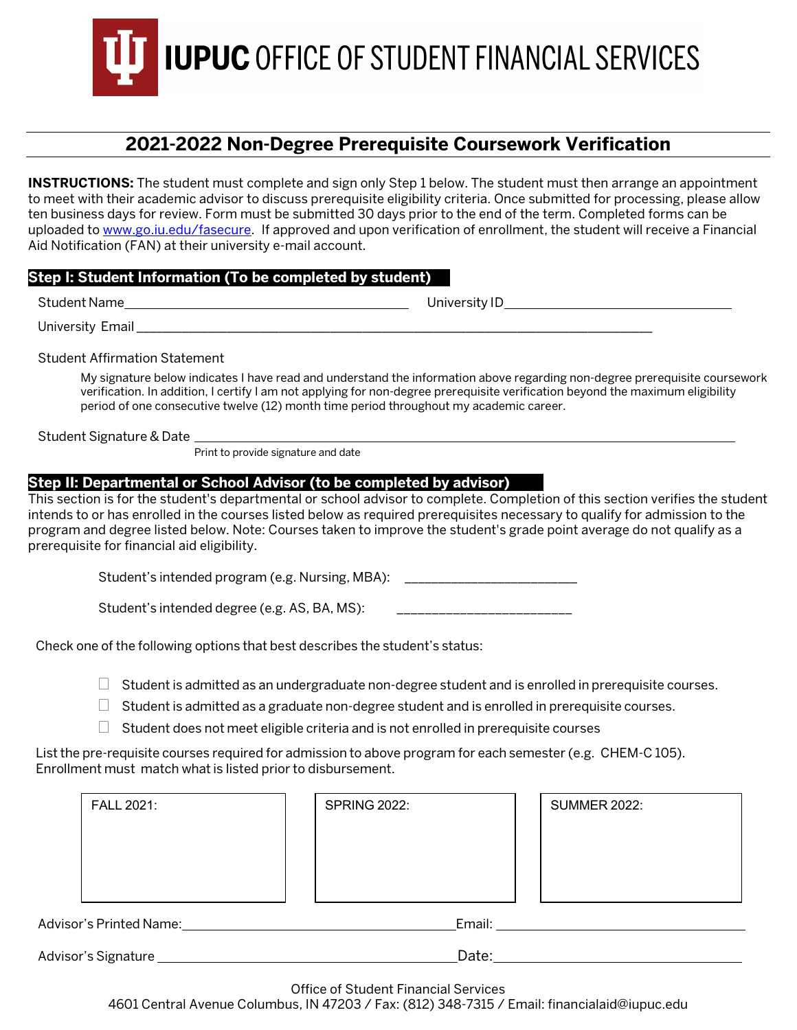# IUPUC OFFICE OF STUDENT FINANCIAL SERVICES

## 2021-2022 Non-Degree Prerequisite Coursework Verification

**INSTRUCTIONS:** The student must complete and sign only Step 1 below. The student must then arrange an appointment to meet with their academic advisor to discuss prerequisite eligibility criteria. Once submitted for processing, please allow ten business days for review. Form must be submitted 30 days prior to the end of the term. Completed forms can be uploaded to www.go.iu.edu/fasecure. If approved and upon verification of enrollment, the student will receive a Financial Aid Notification (FAN) at their university e-mail account.

### Step I: Student Information (To be completed by student)

Student Name ________________________________________ University ID ________________________________

University Email ___________________________________________________________________________

Student Affirmation Statement

My signature below indicates I have read and understand the information above regarding non-degree prerequisite coursework verification. In addition, I certify I am not applying for non-degree prerequisite verification beyond the maximum eligibility period of one consecutive twelve (12) month time period throughout my academic career.

Student Signature & Date ___________________________________________________________________________

Print to provide signature and date

### Step II: Departmental or School Advisor (to be completed by advisor)

This section is for the student's departmental or school advisor to complete. Completion of this section verifies the student intends to or has enrolled in the courses listed below as required prerequisites necessary to qualify for admission to the program and degree listed below. Note: Courses taken to improve the student's grade point average do not qualify as a prerequisite for financial aid eligibility.

Student's intended program (e.g. Nursing, MBA): ________________________

Student's intended degree (e.g. AS, BA, MS): ________________________

Check one of the following options that best describes the student's status:

- ☐ Student is admitted as an undergraduate non-degree student and is enrolled in prerequisite courses.
- ☐ Student is admitted as a graduate non-degree student and is enrolled in prerequisite courses.
- ☐ Student does not meet eligible criteria and is not enrolled in prerequisite courses

List the pre-requisite courses required for admission to above program for each semester (e.g. CHEM-C 105). Enrollment must match what is listed prior to disbursement.

| FALL 2021: | SPRING 2022: | SUMMER 2022: |
|---|---|---|
| | | |

Advisor's Printed Name: ________________________________________ Email: ________________________________

Advisor's Signature ________________________________________ Date: ________________________________

Office of Student Financial Services
4601 Central Avenue Columbus, IN 47203 / Fax: (812) 348-7315 / Email: financialaid@iupuc.edu